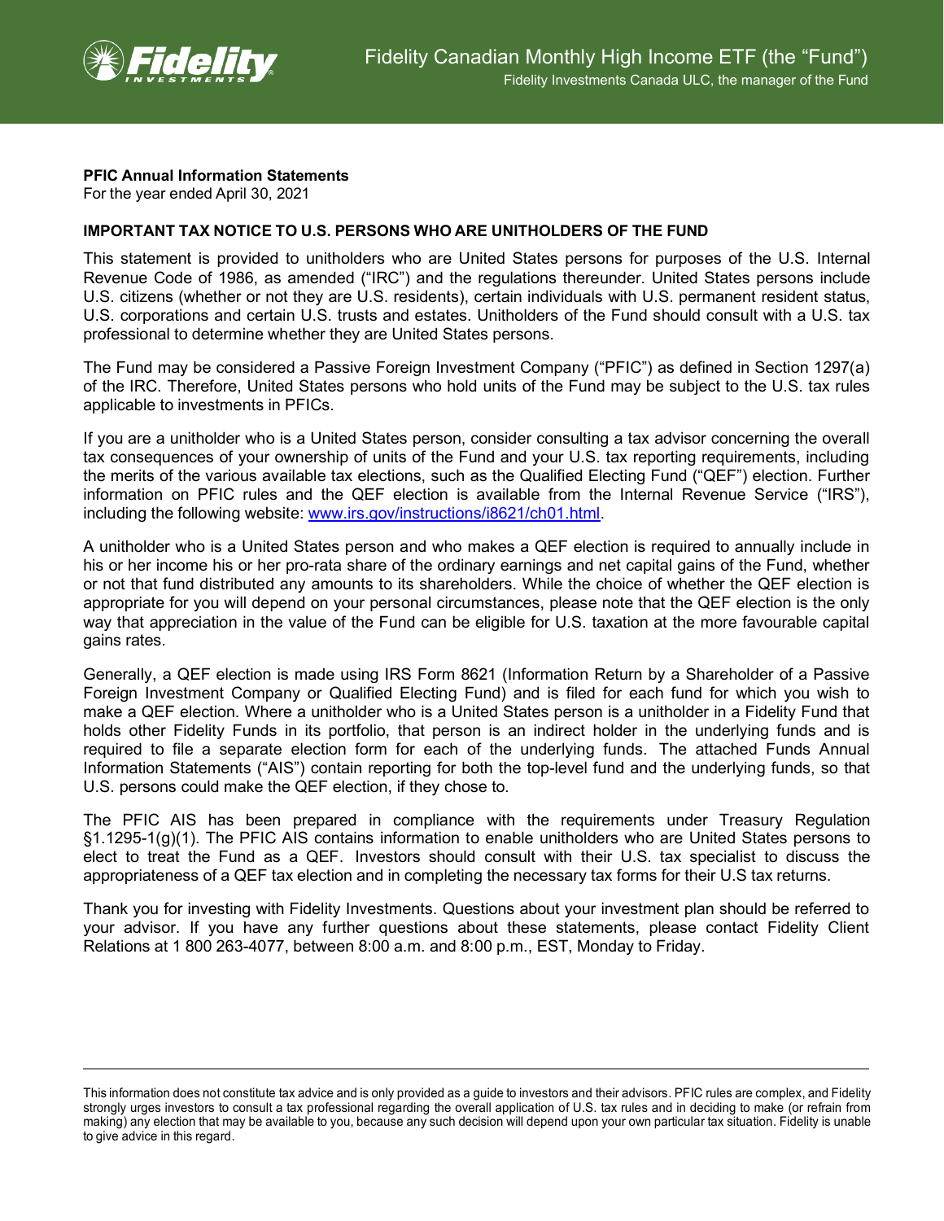Fidelity Canadian Monthly High Income ETF (the "Fund")

Fidelity Investments Canada ULC, the manager of the Fund

**PFIC Annual Information Statements**
For the year ended April 30, 2021

**IMPORTANT TAX NOTICE TO U.S. PERSONS WHO ARE UNITHOLDERS OF THE FUND**

This statement is provided to unitholders who are United States persons for purposes of the U.S. Internal Revenue Code of 1986, as amended ("IRC") and the regulations thereunder. United States persons include U.S. citizens (whether or not they are U.S. residents), certain individuals with U.S. permanent resident status, U.S. corporations and certain U.S. trusts and estates. Unitholders of the Fund should consult with a U.S. tax professional to determine whether they are United States persons.

The Fund may be considered a Passive Foreign Investment Company ("PFIC") as defined in Section 1297(a) of the IRC. Therefore, United States persons who hold units of the Fund may be subject to the U.S. tax rules applicable to investments in PFICs.

If you are a unitholder who is a United States person, consider consulting a tax advisor concerning the overall tax consequences of your ownership of units of the Fund and your U.S. tax reporting requirements, including the merits of the various available tax elections, such as the Qualified Electing Fund ("QEF") election. Further information on PFIC rules and the QEF election is available from the Internal Revenue Service ("IRS"), including the following website: [www.irs.gov/instructions/i8621/ch01.html](www.irs.gov/instructions/i8621/ch01.html).

A unitholder who is a United States person and who makes a QEF election is required to annually include in his or her income his or her pro-rata share of the ordinary earnings and net capital gains of the Fund, whether or not that fund distributed any amounts to its shareholders. While the choice of whether the QEF election is appropriate for you will depend on your personal circumstances, please note that the QEF election is the only way that appreciation in the value of the Fund can be eligible for U.S. taxation at the more favourable capital gains rates.

Generally, a QEF election is made using IRS Form 8621 (Information Return by a Shareholder of a Passive Foreign Investment Company or Qualified Electing Fund) and is filed for each fund for which you wish to make a QEF election. Where a unitholder who is a United States person is a unitholder in a Fidelity Fund that holds other Fidelity Funds in its portfolio, that person is an indirect holder in the underlying funds and is required to file a separate election form for each of the underlying funds. The attached Funds Annual Information Statements ("AIS") contain reporting for both the top-level fund and the underlying funds, so that U.S. persons could make the QEF election, if they chose to.

The PFIC AIS has been prepared in compliance with the requirements under Treasury Regulation §1.1295-1(g)(1). The PFIC AIS contains information to enable unitholders who are United States persons to elect to treat the Fund as a QEF. Investors should consult with their U.S. tax specialist to discuss the appropriateness of a QEF tax election and in completing the necessary tax forms for their U.S tax returns.

Thank you for investing with Fidelity Investments. Questions about your investment plan should be referred to your advisor. If you have any further questions about these statements, please contact Fidelity Client Relations at 1 800 263-4077, between 8:00 a.m. and 8:00 p.m., EST, Monday to Friday.

This information does not constitute tax advice and is only provided as a guide to investors and their advisors. PFIC rules are complex, and Fidelity strongly urges investors to consult a tax professional regarding the overall application of U.S. tax rules and in deciding to make (or refrain from making) any election that may be available to you, because any such decision will depend upon your own particular tax situation. Fidelity is unable to give advice in this regard.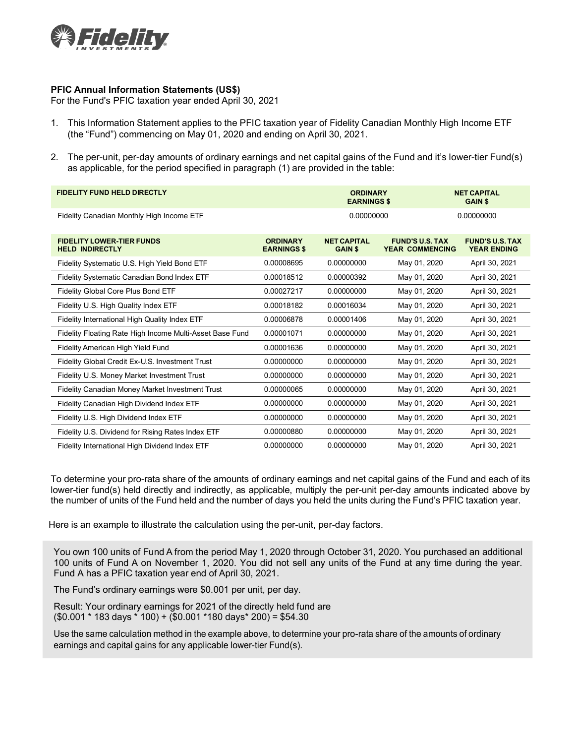**PFIC Annual Information Statements (US$)**

For the Fund's PFIC taxation year ended April 30, 2021

1. This Information Statement applies to the PFIC taxation year of Fidelity Canadian Monthly High Income ETF (the "Fund") commencing on May 01, 2020 and ending on April 30, 2021.

2. The per-unit, per-day amounts of ordinary earnings and net capital gains of the Fund and it's lower-tier Fund(s) as applicable, for the period specified in paragraph (1) are provided in the table:

| FIDELITY FUND HELD DIRECTLY | ORDINARY EARNINGS $ | NET CAPITAL GAIN $ |
|---|---|---|
| Fidelity Canadian Monthly High Income ETF | 0.00000000 | 0.00000000 |

| FIDELITY LOWER-TIER FUNDS HELD INDIRECTLY | ORDINARY EARNINGS $ | NET CAPITAL GAIN $ | FUND'S U.S. TAX YEAR COMMENCING | FUND'S U.S. TAX YEAR ENDING |
|---|---|---|---|---|
| Fidelity Systematic U.S. High Yield Bond ETF | 0.00008695 | 0.00000000 | May 01, 2020 | April 30, 2021 |
| Fidelity Systematic Canadian Bond Index ETF | 0.00018512 | 0.00000392 | May 01, 2020 | April 30, 2021 |
| Fidelity Global Core Plus Bond ETF | 0.00027217 | 0.00000000 | May 01, 2020 | April 30, 2021 |
| Fidelity U.S. High Quality Index ETF | 0.00018182 | 0.00016034 | May 01, 2020 | April 30, 2021 |
| Fidelity International High Quality Index ETF | 0.00006878 | 0.00001406 | May 01, 2020 | April 30, 2021 |
| Fidelity Floating Rate High Income Multi-Asset Base Fund | 0.00001071 | 0.00000000 | May 01, 2020 | April 30, 2021 |
| Fidelity American High Yield Fund | 0.00001636 | 0.00000000 | May 01, 2020 | April 30, 2021 |
| Fidelity Global Credit Ex-U.S. Investment Trust | 0.00000000 | 0.00000000 | May 01, 2020 | April 30, 2021 |
| Fidelity U.S. Money Market Investment Trust | 0.00000000 | 0.00000000 | May 01, 2020 | April 30, 2021 |
| Fidelity Canadian Money Market Investment Trust | 0.00000065 | 0.00000000 | May 01, 2020 | April 30, 2021 |
| Fidelity Canadian High Dividend Index ETF | 0.00000000 | 0.00000000 | May 01, 2020 | April 30, 2021 |
| Fidelity U.S. High Dividend Index ETF | 0.00000000 | 0.00000000 | May 01, 2020 | April 30, 2021 |
| Fidelity U.S. Dividend for Rising Rates Index ETF | 0.00000880 | 0.00000000 | May 01, 2020 | April 30, 2021 |
| Fidelity International High Dividend Index ETF | 0.00000000 | 0.00000000 | May 01, 2020 | April 30, 2021 |

To determine your pro-rata share of the amounts of ordinary earnings and net capital gains of the Fund and each of its lower-tier fund(s) held directly and indirectly, as applicable, multiply the per-unit per-day amounts indicated above by the number of units of the Fund held and the number of days you held the units during the Fund's PFIC taxation year.

Here is an example to illustrate the calculation using the per-unit, per-day factors.

You own 100 units of Fund A from the period May 1, 2020 through October 31, 2020. You purchased an additional 100 units of Fund A on November 1, 2020. You did not sell any units of the Fund at any time during the year. Fund A has a PFIC taxation year end of April 30, 2021.

The Fund's ordinary earnings were $0.001 per unit, per day.

Result: Your ordinary earnings for 2021 of the directly held fund are ($0.001 * 183 days * 100) + ($0.001 *180 days* 200) = $54.30

Use the same calculation method in the example above, to determine your pro-rata share of the amounts of ordinary earnings and capital gains for any applicable lower-tier Fund(s).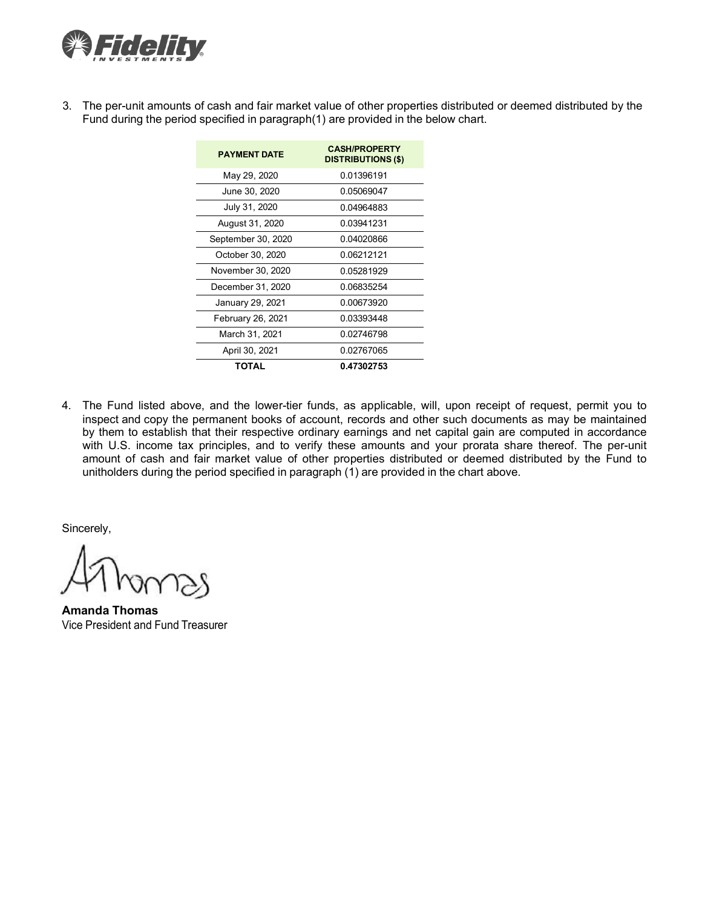3. The per-unit amounts of cash and fair market value of other properties distributed or deemed distributed by the Fund during the period specified in paragraph(1) are provided in the below chart.

| PAYMENT DATE | CASH/PROPERTY DISTRIBUTIONS ($) |
|---|---|
| May 29, 2020 | 0.01396191 |
| June 30, 2020 | 0.05069047 |
| July 31, 2020 | 0.04964883 |
| August 31, 2020 | 0.03941231 |
| September 30, 2020 | 0.04020866 |
| October 30, 2020 | 0.06212121 |
| November 30, 2020 | 0.05281929 |
| December 31, 2020 | 0.06835254 |
| January 29, 2021 | 0.00673920 |
| February 26, 2021 | 0.03393448 |
| March 31, 2021 | 0.02746798 |
| April 30, 2021 | 0.02767065 |
| **TOTAL** | **0.47302753** |

4. The Fund listed above, and the lower-tier funds, as applicable, will, upon receipt of request, permit you to inspect and copy the permanent books of account, records and other such documents as may be maintained by them to establish that their respective ordinary earnings and net capital gain are computed in accordance with U.S. income tax principles, and to verify these amounts and your prorata share thereof. The per-unit amount of cash and fair market value of other properties distributed or deemed distributed by the Fund to unitholders during the period specified in paragraph (1) are provided in the chart above.

Sincerely,

**Amanda Thomas**
Vice President and Fund Treasurer